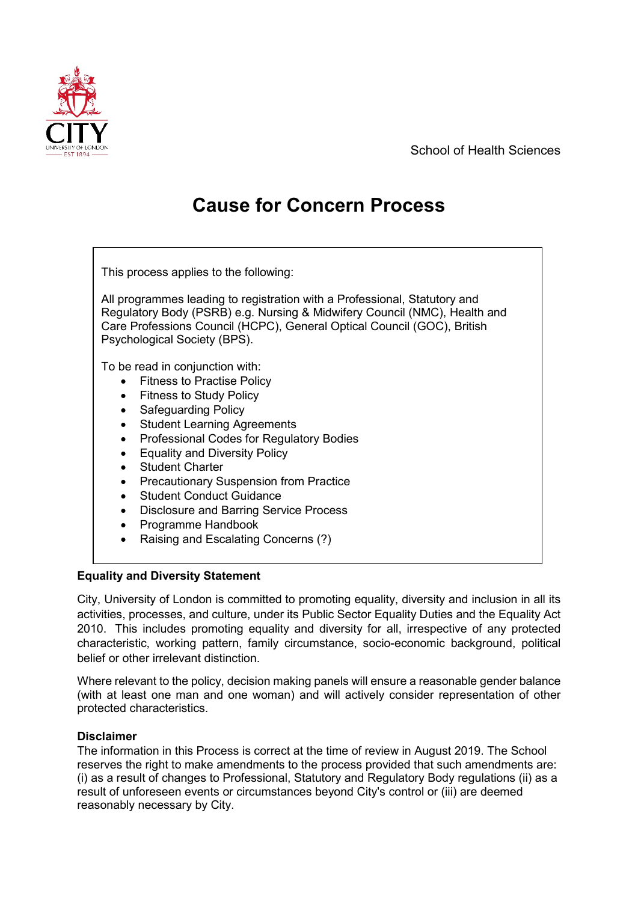School of Health Sciences

# Cause for Concern Process

This process applies to the following:

All programmes leading to registration with a Professional, Statutory and Regulatory Body (PSRB) e.g. Nursing & Midwifery Council (NMC), Health and Care Professions Council (HCPC), General Optical Council (GOC), British Psychological Society (BPS).

To be read in conjunction with:

- Fitness to Practise Policy
- Fitness to Study Policy
- Safeguarding Policy
- Student Learning Agreements
- Professional Codes for Regulatory Bodies
- Equality and Diversity Policy
- Student Charter
- Precautionary Suspension from Practice
- Student Conduct Guidance
- Disclosure and Barring Service Process
- Programme Handbook
- Raising and Escalating Concerns (?)

**Equality and Diversity Statement**

City, University of London is committed to promoting equality, diversity and inclusion in all its activities, processes, and culture, under its Public Sector Equality Duties and the Equality Act 2010. This includes promoting equality and diversity for all, irrespective of any protected characteristic, working pattern, family circumstance, socio-economic background, political belief or other irrelevant distinction.

Where relevant to the policy, decision making panels will ensure a reasonable gender balance (with at least one man and one woman) and will actively consider representation of other protected characteristics.

**Disclaimer**

The information in this Process is correct at the time of review in August 2019. The School reserves the right to make amendments to the process provided that such amendments are: (i) as a result of changes to Professional, Statutory and Regulatory Body regulations (ii) as a result of unforeseen events or circumstances beyond City's control or (iii) are deemed reasonably necessary by City.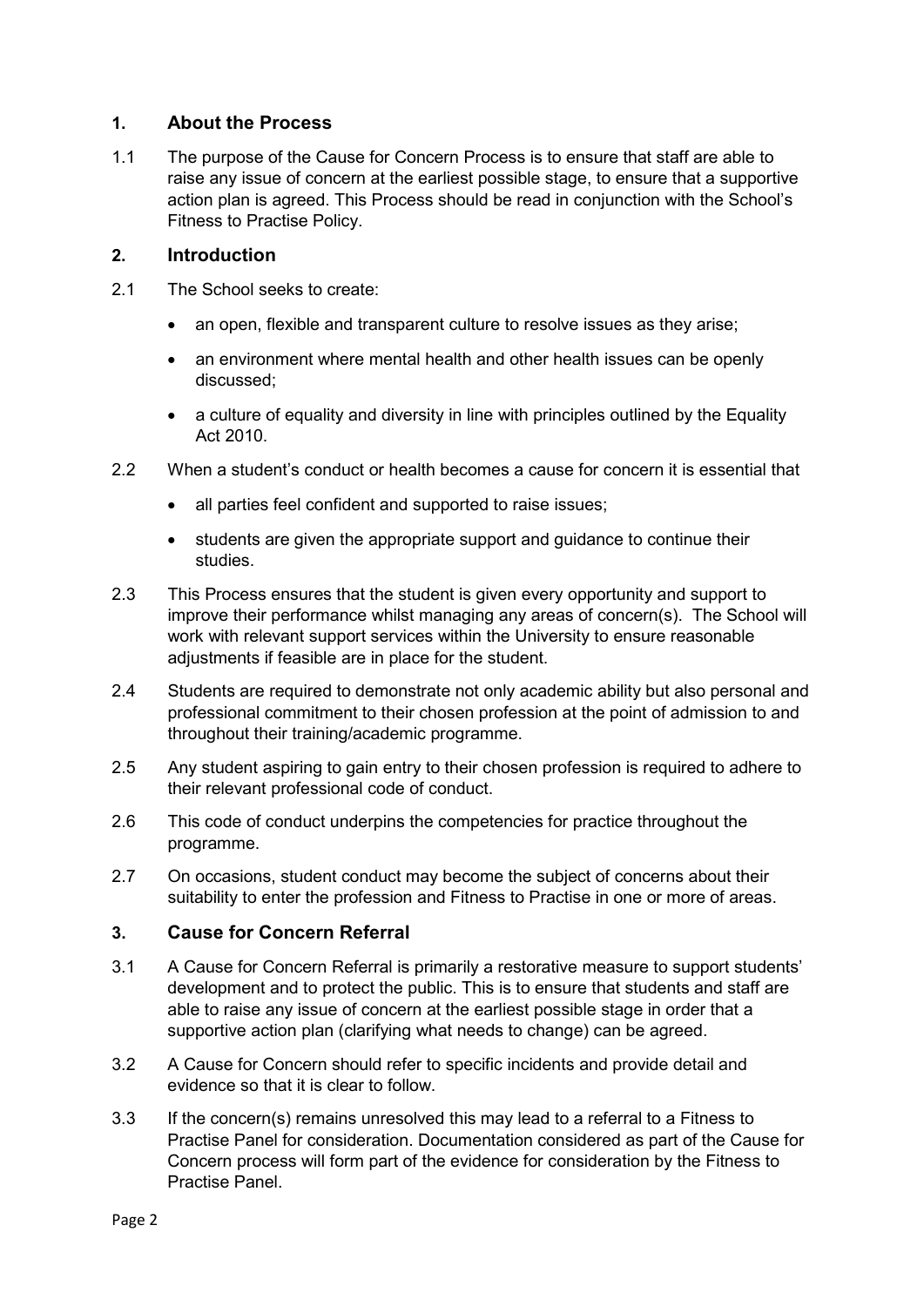## 1. About the Process

1.1 The purpose of the Cause for Concern Process is to ensure that staff are able to raise any issue of concern at the earliest possible stage, to ensure that a supportive action plan is agreed. This Process should be read in conjunction with the School's Fitness to Practise Policy.

## 2. Introduction

2.1 The School seeks to create:

- an open, flexible and transparent culture to resolve issues as they arise;
- an environment where mental health and other health issues can be openly discussed;
- a culture of equality and diversity in line with principles outlined by the Equality Act 2010.

2.2 When a student's conduct or health becomes a cause for concern it is essential that

- all parties feel confident and supported to raise issues;
- students are given the appropriate support and guidance to continue their studies.

2.3 This Process ensures that the student is given every opportunity and support to improve their performance whilst managing any areas of concern(s). The School will work with relevant support services within the University to ensure reasonable adjustments if feasible are in place for the student.

2.4 Students are required to demonstrate not only academic ability but also personal and professional commitment to their chosen profession at the point of admission to and throughout their training/academic programme.

2.5 Any student aspiring to gain entry to their chosen profession is required to adhere to their relevant professional code of conduct.

2.6 This code of conduct underpins the competencies for practice throughout the programme.

2.7 On occasions, student conduct may become the subject of concerns about their suitability to enter the profession and Fitness to Practise in one or more of areas.

## 3. Cause for Concern Referral

3.1 A Cause for Concern Referral is primarily a restorative measure to support students' development and to protect the public. This is to ensure that students and staff are able to raise any issue of concern at the earliest possible stage in order that a supportive action plan (clarifying what needs to change) can be agreed.

3.2 A Cause for Concern should refer to specific incidents and provide detail and evidence so that it is clear to follow.

3.3 If the concern(s) remains unresolved this may lead to a referral to a Fitness to Practise Panel for consideration. Documentation considered as part of the Cause for Concern process will form part of the evidence for consideration by the Fitness to Practise Panel.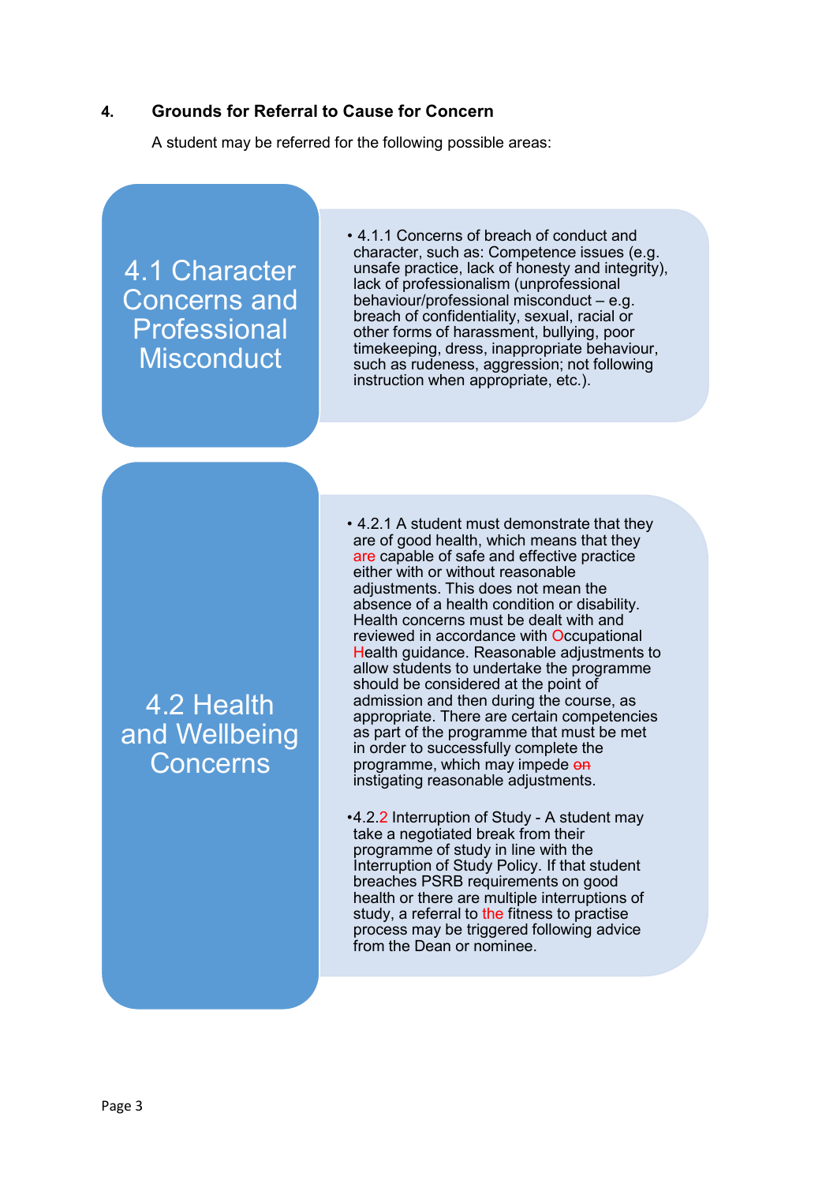## 4. Grounds for Referral to Cause for Concern

A student may be referred for the following possible areas:

### 4.1 Character Concerns and Professional Misconduct

- 4.1.1 Concerns of breach of conduct and character, such as: Competence issues (e.g. unsafe practice, lack of honesty and integrity), lack of professionalism (unprofessional behaviour/professional misconduct – e.g. breach of confidentiality, sexual, racial or other forms of harassment, bullying, poor timekeeping, dress, inappropriate behaviour, such as rudeness, aggression; not following instruction when appropriate, etc.).

### 4.2 Health and Wellbeing Concerns

- 4.2.1 A student must demonstrate that they are of good health, which means that they are capable of safe and effective practice either with or without reasonable adjustments. This does not mean the absence of a health condition or disability. Health concerns must be dealt with and reviewed in accordance with Occupational Health guidance. Reasonable adjustments to allow students to undertake the programme should be considered at the point of admission and then during the course, as appropriate. There are certain competencies as part of the programme that must be met in order to successfully complete the programme, which may impede ~~on~~ instigating reasonable adjustments.

- 4.2.2 Interruption of Study - A student may take a negotiated break from their programme of study in line with the Interruption of Study Policy. If that student breaches PSRB requirements on good health or there are multiple interruptions of study, a referral to the fitness to practise process may be triggered following advice from the Dean or nominee.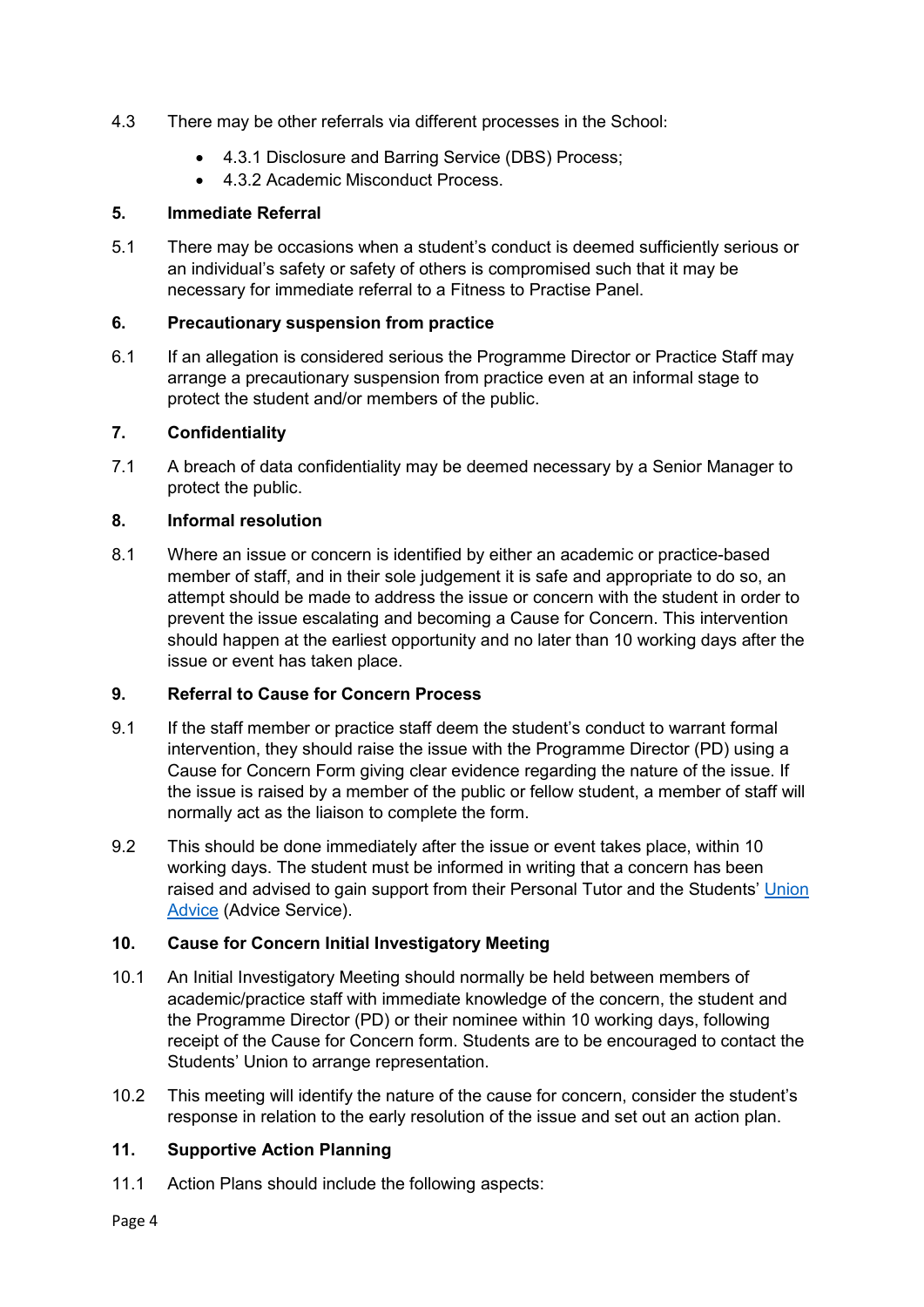4.3 There may be other referrals via different processes in the School:

- 4.3.1 Disclosure and Barring Service (DBS) Process;
- 4.3.2 Academic Misconduct Process.

## 5. Immediate Referral

5.1 There may be occasions when a student's conduct is deemed sufficiently serious or an individual's safety or safety of others is compromised such that it may be necessary for immediate referral to a Fitness to Practise Panel.

## 6. Precautionary suspension from practice

6.1 If an allegation is considered serious the Programme Director or Practice Staff may arrange a precautionary suspension from practice even at an informal stage to protect the student and/or members of the public.

## 7. Confidentiality

7.1 A breach of data confidentiality may be deemed necessary by a Senior Manager to protect the public.

## 8. Informal resolution

8.1 Where an issue or concern is identified by either an academic or practice-based member of staff, and in their sole judgement it is safe and appropriate to do so, an attempt should be made to address the issue or concern with the student in order to prevent the issue escalating and becoming a Cause for Concern. This intervention should happen at the earliest opportunity and no later than 10 working days after the issue or event has taken place.

## 9. Referral to Cause for Concern Process

9.1 If the staff member or practice staff deem the student's conduct to warrant formal intervention, they should raise the issue with the Programme Director (PD) using a Cause for Concern Form giving clear evidence regarding the nature of the issue. If the issue is raised by a member of the public or fellow student, a member of staff will normally act as the liaison to complete the form.

9.2 This should be done immediately after the issue or event takes place, within 10 working days. The student must be informed in writing that a concern has been raised and advised to gain support from their Personal Tutor and the Students' Union Advice (Advice Service).

## 10. Cause for Concern Initial Investigatory Meeting

10.1 An Initial Investigatory Meeting should normally be held between members of academic/practice staff with immediate knowledge of the concern, the student and the Programme Director (PD) or their nominee within 10 working days, following receipt of the Cause for Concern form. Students are to be encouraged to contact the Students' Union to arrange representation.

10.2 This meeting will identify the nature of the cause for concern, consider the student's response in relation to the early resolution of the issue and set out an action plan.

## 11. Supportive Action Planning

11.1 Action Plans should include the following aspects: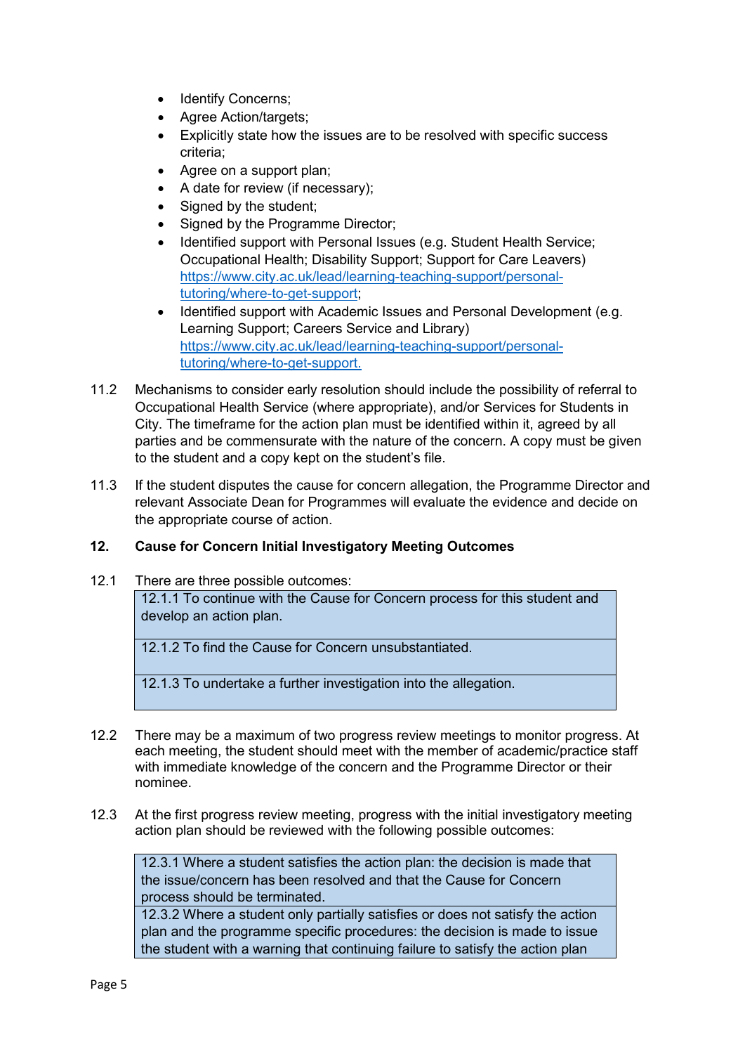- Identify Concerns;
- Agree Action/targets;
- Explicitly state how the issues are to be resolved with specific success criteria;
- Agree on a support plan;
- A date for review (if necessary);
- Signed by the student;
- Signed by the Programme Director;
- Identified support with Personal Issues (e.g. Student Health Service; Occupational Health; Disability Support; Support for Care Leavers) https://www.city.ac.uk/lead/learning-teaching-support/personal-tutoring/where-to-get-support;
- Identified support with Academic Issues and Personal Development (e.g. Learning Support; Careers Service and Library) https://www.city.ac.uk/lead/learning-teaching-support/personal-tutoring/where-to-get-support.

11.2 Mechanisms to consider early resolution should include the possibility of referral to Occupational Health Service (where appropriate), and/or Services for Students in City. The timeframe for the action plan must be identified within it, agreed by all parties and be commensurate with the nature of the concern. A copy must be given to the student and a copy kept on the student's file.

11.3 If the student disputes the cause for concern allegation, the Programme Director and relevant Associate Dean for Programmes will evaluate the evidence and decide on the appropriate course of action.

## 12. Cause for Concern Initial Investigatory Meeting Outcomes

12.1 There are three possible outcomes:

| |
|---|
| 12.1.1 To continue with the Cause for Concern process for this student and develop an action plan. |
| 12.1.2 To find the Cause for Concern unsubstantiated. |
| 12.1.3 To undertake a further investigation into the allegation. |

12.2 There may be a maximum of two progress review meetings to monitor progress. At each meeting, the student should meet with the member of academic/practice staff with immediate knowledge of the concern and the Programme Director or their nominee.

12.3 At the first progress review meeting, progress with the initial investigatory meeting action plan should be reviewed with the following possible outcomes:

| |
|---|
| 12.3.1 Where a student satisfies the action plan: the decision is made that the issue/concern has been resolved and that the Cause for Concern process should be terminated. |
| 12.3.2 Where a student only partially satisfies or does not satisfy the action plan and the programme specific procedures: the decision is made to issue the student with a warning that continuing failure to satisfy the action plan |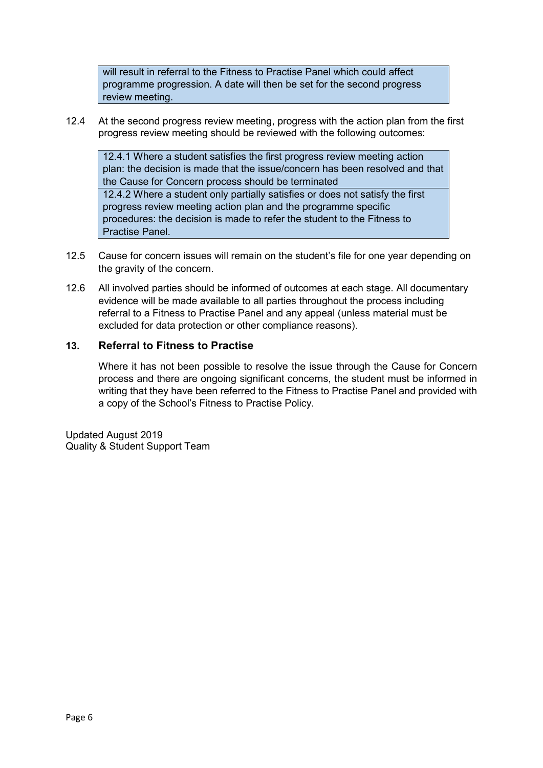will result in referral to the Fitness to Practise Panel which could affect programme progression. A date will then be set for the second progress review meeting.

12.4 At the second progress review meeting, progress with the action plan from the first progress review meeting should be reviewed with the following outcomes:

| |
|---|
| 12.4.1 Where a student satisfies the first progress review meeting action plan: the decision is made that the issue/concern has been resolved and that the Cause for Concern process should be terminated |
| 12.4.2 Where a student only partially satisfies or does not satisfy the first progress review meeting action plan and the programme specific procedures: the decision is made to refer the student to the Fitness to Practise Panel. |

12.5 Cause for concern issues will remain on the student's file for one year depending on the gravity of the concern.

12.6 All involved parties should be informed of outcomes at each stage. All documentary evidence will be made available to all parties throughout the process including referral to a Fitness to Practise Panel and any appeal (unless material must be excluded for data protection or other compliance reasons).

## 13. Referral to Fitness to Practise

Where it has not been possible to resolve the issue through the Cause for Concern process and there are ongoing significant concerns, the student must be informed in writing that they have been referred to the Fitness to Practise Panel and provided with a copy of the School's Fitness to Practise Policy.

Updated August 2019
Quality & Student Support Team